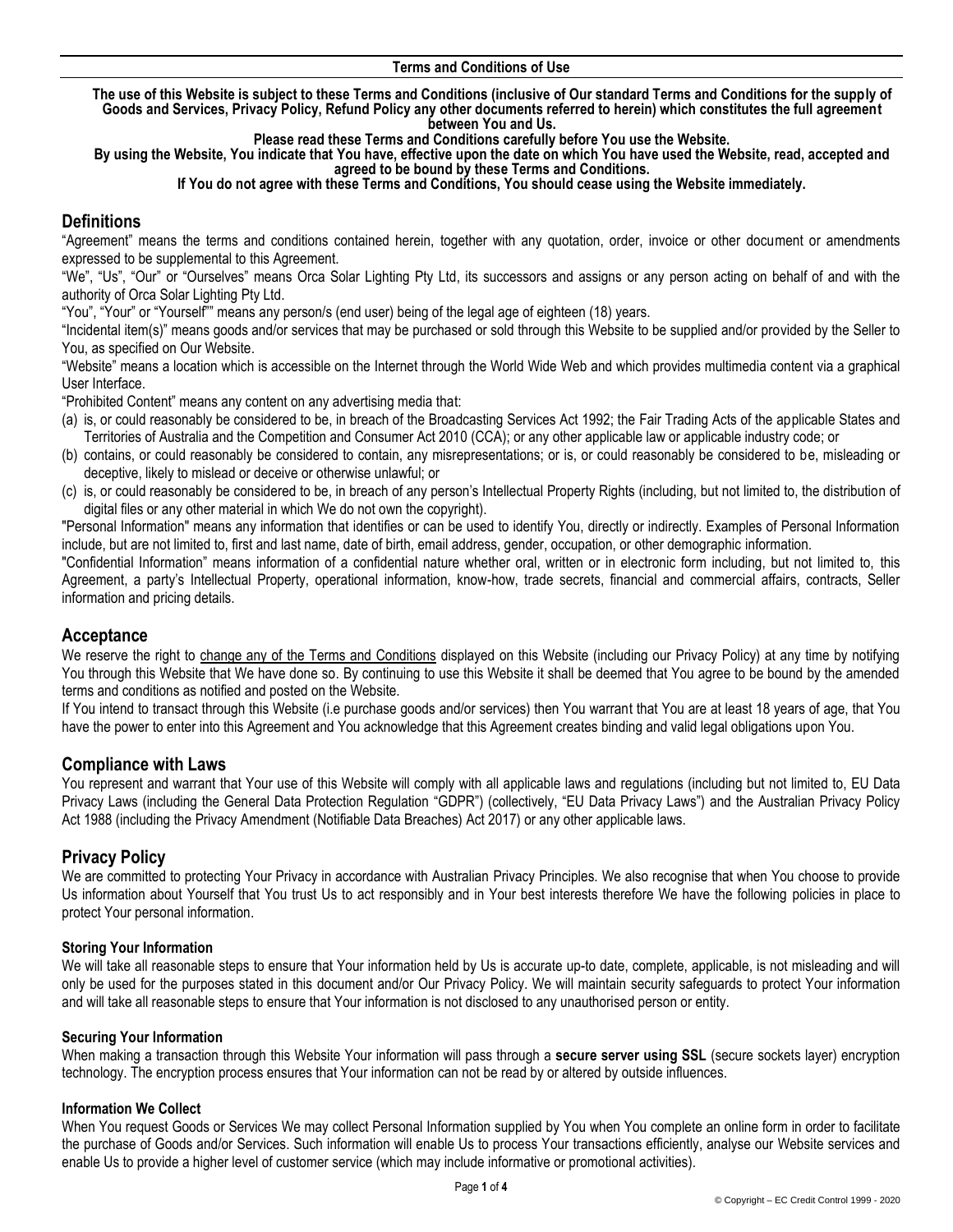**Terms and Conditions of Use**

**The use of this Website is subject to these Terms and Conditions (inclusive of Our standard Terms and Conditions for the supply of Goods and Services, Privacy Policy, Refund Policy any other documents referred to herein) which constitutes the full agreement between You and Us.**

**Please read these Terms and Conditions carefully before You use the Website.**

**By using the Website, You indicate that You have, effective upon the date on which You have used the Website, read, accepted and agreed to be bound by these Terms and Conditions.**

**If You do not agree with these Terms and Conditions, You should cease using the Website immediately.**

## Definitions

"Agreement" means the terms and conditions contained herein, together with any quotation, order, invoice or other document or amendments expressed to be supplemental to this Agreement.

"We", "Us", "Our" or "Ourselves" means Orca Solar Lighting Pty Ltd, its successors and assigns or any person acting on behalf of and with the authority of Orca Solar Lighting Pty Ltd.

"You", "Your" or "Yourself"" means any person/s (end user) being of the legal age of eighteen (18) years.

"Incidental item(s)" means goods and/or services that may be purchased or sold through this Website to be supplied and/or provided by the Seller to You, as specified on Our Website.

"Website" means a location which is accessible on the Internet through the World Wide Web and which provides multimedia content via a graphical User Interface.

"Prohibited Content" means any content on any advertising media that:

(a) is, or could reasonably be considered to be, in breach of the Broadcasting Services Act 1992; the Fair Trading Acts of the applicable States and Territories of Australia and the Competition and Consumer Act 2010 (CCA); or any other applicable law or applicable industry code; or
(b) contains, or could reasonably be considered to contain, any misrepresentations; or is, or could reasonably be considered to be, misleading or deceptive, likely to mislead or deceive or otherwise unlawful; or
(c) is, or could reasonably be considered to be, in breach of any person's Intellectual Property Rights (including, but not limited to, the distribution of digital files or any other material in which We do not own the copyright).

"Personal Information" means any information that identifies or can be used to identify You, directly or indirectly. Examples of Personal Information include, but are not limited to, first and last name, date of birth, email address, gender, occupation, or other demographic information.

"Confidential Information" means information of a confidential nature whether oral, written or in electronic form including, but not limited to, this Agreement, a party's Intellectual Property, operational information, know-how, trade secrets, financial and commercial affairs, contracts, Seller information and pricing details.

## Acceptance

We reserve the right to change any of the Terms and Conditions displayed on this Website (including our Privacy Policy) at any time by notifying You through this Website that We have done so. By continuing to use this Website it shall be deemed that You agree to be bound by the amended terms and conditions as notified and posted on the Website.

If You intend to transact through this Website (i.e purchase goods and/or services) then You warrant that You are at least 18 years of age, that You have the power to enter into this Agreement and You acknowledge that this Agreement creates binding and valid legal obligations upon You.

## Compliance with Laws

You represent and warrant that Your use of this Website will comply with all applicable laws and regulations (including but not limited to, EU Data Privacy Laws (including the General Data Protection Regulation "GDPR") (collectively, "EU Data Privacy Laws") and the Australian Privacy Policy Act 1988 (including the Privacy Amendment (Notifiable Data Breaches) Act 2017) or any other applicable laws.

## Privacy Policy

We are committed to protecting Your Privacy in accordance with Australian Privacy Principles. We also recognise that when You choose to provide Us information about Yourself that You trust Us to act responsibly and in Your best interests therefore We have the following policies in place to protect Your personal information.

### Storing Your Information

We will take all reasonable steps to ensure that Your information held by Us is accurate up-to date, complete, applicable, is not misleading and will only be used for the purposes stated in this document and/or Our Privacy Policy. We will maintain security safeguards to protect Your information and will take all reasonable steps to ensure that Your information is not disclosed to any unauthorised person or entity.

### Securing Your Information

When making a transaction through this Website Your information will pass through a **secure server using SSL** (secure sockets layer) encryption technology. The encryption process ensures that Your information can not be read by or altered by outside influences.

### Information We Collect

When You request Goods or Services We may collect Personal Information supplied by You when You complete an online form in order to facilitate the purchase of Goods and/or Services. Such information will enable Us to process Your transactions efficiently, analyse our Website services and enable Us to provide a higher level of customer service (which may include informative or promotional activities).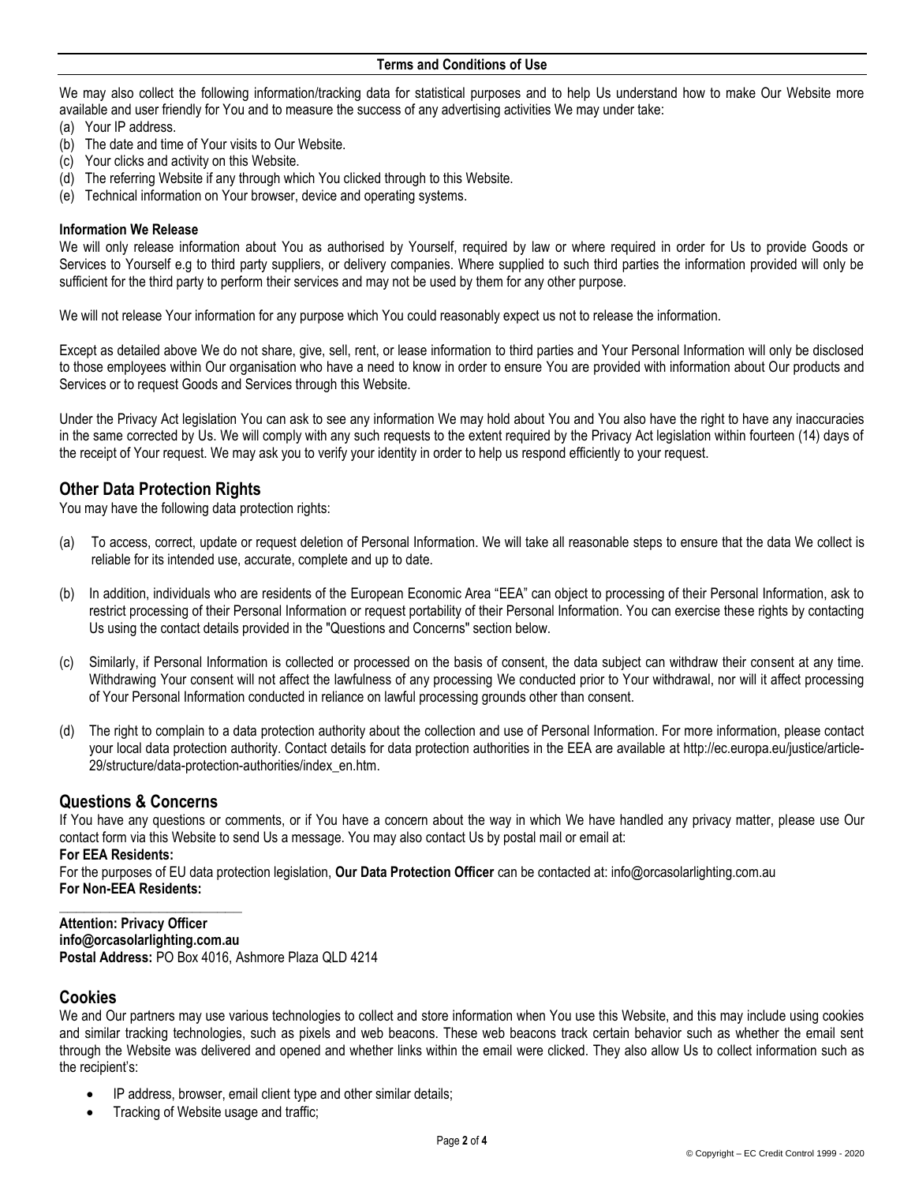We may also collect the following information/tracking data for statistical purposes and to help Us understand how to make Our Website more available and user friendly for You and to measure the success of any advertising activities We may under take:

(a) Your IP address.
(b) The date and time of Your visits to Our Website.
(c) Your clicks and activity on this Website.
(d) The referring Website if any through which You clicked through to this Website.
(e) Technical information on Your browser, device and operating systems.

**Information We Release**

We will only release information about You as authorised by Yourself, required by law or where required in order for Us to provide Goods or Services to Yourself e.g to third party suppliers, or delivery companies. Where supplied to such third parties the information provided will only be sufficient for the third party to perform their services and may not be used by them for any other purpose.

We will not release Your information for any purpose which You could reasonably expect us not to release the information.

Except as detailed above We do not share, give, sell, rent, or lease information to third parties and Your Personal Information will only be disclosed to those employees within Our organisation who have a need to know in order to ensure You are provided with information about Our products and Services or to request Goods and Services through this Website.

Under the Privacy Act legislation You can ask to see any information We may hold about You and You also have the right to have any inaccuracies in the same corrected by Us. We will comply with any such requests to the extent required by the Privacy Act legislation within fourteen (14) days of the receipt of Your request. We may ask you to verify your identity in order to help us respond efficiently to your request.

## Other Data Protection Rights

You may have the following data protection rights:

(a) To access, correct, update or request deletion of Personal Information. We will take all reasonable steps to ensure that the data We collect is reliable for its intended use, accurate, complete and up to date.

(b) In addition, individuals who are residents of the European Economic Area "EEA" can object to processing of their Personal Information, ask to restrict processing of their Personal Information or request portability of their Personal Information. You can exercise these rights by contacting Us using the contact details provided in the "Questions and Concerns" section below.

(c) Similarly, if Personal Information is collected or processed on the basis of consent, the data subject can withdraw their consent at any time. Withdrawing Your consent will not affect the lawfulness of any processing We conducted prior to Your withdrawal, nor will it affect processing of Your Personal Information conducted in reliance on lawful processing grounds other than consent.

(d) The right to complain to a data protection authority about the collection and use of Personal Information. For more information, please contact your local data protection authority. Contact details for data protection authorities in the EEA are available at http://ec.europa.eu/justice/article-29/structure/data-protection-authorities/index_en.htm.

## Questions & Concerns

If You have any questions or comments, or if You have a concern about the way in which We have handled any privacy matter, please use Our contact form via this Website to send Us a message. You may also contact Us by postal mail or email at:

**For EEA Residents:**

For the purposes of EU data protection legislation, **Our Data Protection Officer** can be contacted at: info@orcasolarlighting.com.au

**For Non-EEA Residents:**

**Attention: Privacy Officer**
**info@orcasolarlighting.com.au**
**Postal Address:** PO Box 4016, Ashmore Plaza QLD 4214

## Cookies

We and Our partners may use various technologies to collect and store information when You use this Website, and this may include using cookies and similar tracking technologies, such as pixels and web beacons. These web beacons track certain behavior such as whether the email sent through the Website was delivered and opened and whether links within the email were clicked. They also allow Us to collect information such as the recipient's:

- IP address, browser, email client type and other similar details;
- Tracking of Website usage and traffic;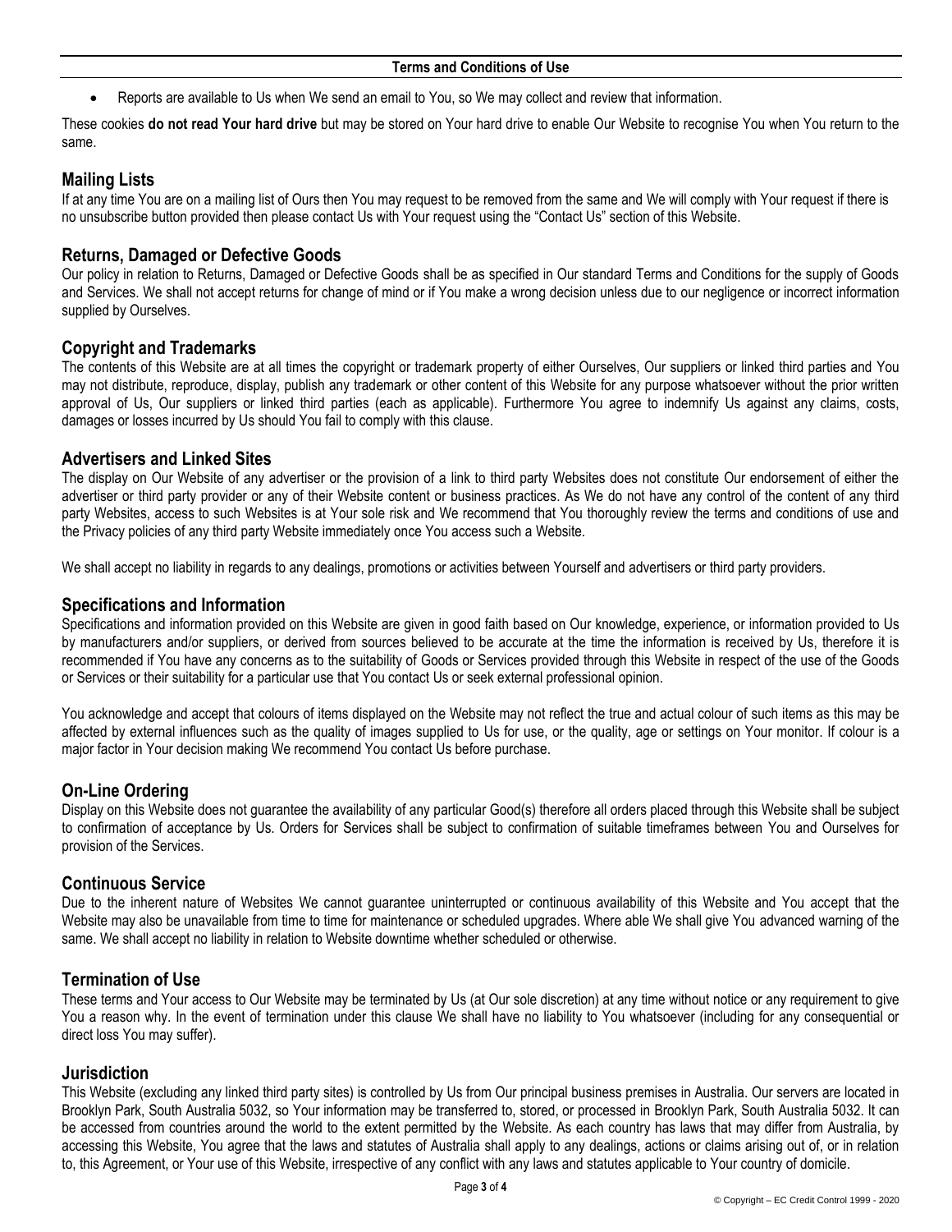- Reports are available to Us when We send an email to You, so We may collect and review that information.

These cookies **do not read Your hard drive** but may be stored on Your hard drive to enable Our Website to recognise You when You return to the same.

## Mailing Lists

If at any time You are on a mailing list of Ours then You may request to be removed from the same and We will comply with Your request if there is no unsubscribe button provided then please contact Us with Your request using the "Contact Us" section of this Website.

## Returns, Damaged or Defective Goods

Our policy in relation to Returns, Damaged or Defective Goods shall be as specified in Our standard Terms and Conditions for the supply of Goods and Services. We shall not accept returns for change of mind or if You make a wrong decision unless due to our negligence or incorrect information supplied by Ourselves.

## Copyright and Trademarks

The contents of this Website are at all times the copyright or trademark property of either Ourselves, Our suppliers or linked third parties and You may not distribute, reproduce, display, publish any trademark or other content of this Website for any purpose whatsoever without the prior written approval of Us, Our suppliers or linked third parties (each as applicable). Furthermore You agree to indemnify Us against any claims, costs, damages or losses incurred by Us should You fail to comply with this clause.

## Advertisers and Linked Sites

The display on Our Website of any advertiser or the provision of a link to third party Websites does not constitute Our endorsement of either the advertiser or third party provider or any of their Website content or business practices. As We do not have any control of the content of any third party Websites, access to such Websites is at Your sole risk and We recommend that You thoroughly review the terms and conditions of use and the Privacy policies of any third party Website immediately once You access such a Website.

We shall accept no liability in regards to any dealings, promotions or activities between Yourself and advertisers or third party providers.

## Specifications and Information

Specifications and information provided on this Website are given in good faith based on Our knowledge, experience, or information provided to Us by manufacturers and/or suppliers, or derived from sources believed to be accurate at the time the information is received by Us, therefore it is recommended if You have any concerns as to the suitability of Goods or Services provided through this Website in respect of the use of the Goods or Services or their suitability for a particular use that You contact Us or seek external professional opinion.

You acknowledge and accept that colours of items displayed on the Website may not reflect the true and actual colour of such items as this may be affected by external influences such as the quality of images supplied to Us for use, or the quality, age or settings on Your monitor. If colour is a major factor in Your decision making We recommend You contact Us before purchase.

## On-Line Ordering

Display on this Website does not guarantee the availability of any particular Good(s) therefore all orders placed through this Website shall be subject to confirmation of acceptance by Us. Orders for Services shall be subject to confirmation of suitable timeframes between You and Ourselves for provision of the Services.

## Continuous Service

Due to the inherent nature of Websites We cannot guarantee uninterrupted or continuous availability of this Website and You accept that the Website may also be unavailable from time to time for maintenance or scheduled upgrades. Where able We shall give You advanced warning of the same. We shall accept no liability in relation to Website downtime whether scheduled or otherwise.

## Termination of Use

These terms and Your access to Our Website may be terminated by Us (at Our sole discretion) at any time without notice or any requirement to give You a reason why. In the event of termination under this clause We shall have no liability to You whatsoever (including for any consequential or direct loss You may suffer).

## Jurisdiction

This Website (excluding any linked third party sites) is controlled by Us from Our principal business premises in Australia. Our servers are located in Brooklyn Park, South Australia 5032, so Your information may be transferred to, stored, or processed in Brooklyn Park, South Australia 5032. It can be accessed from countries around the world to the extent permitted by the Website. As each country has laws that may differ from Australia, by accessing this Website, You agree that the laws and statutes of Australia shall apply to any dealings, actions or claims arising out of, or in relation to, this Agreement, or Your use of this Website, irrespective of any conflict with any laws and statutes applicable to Your country of domicile.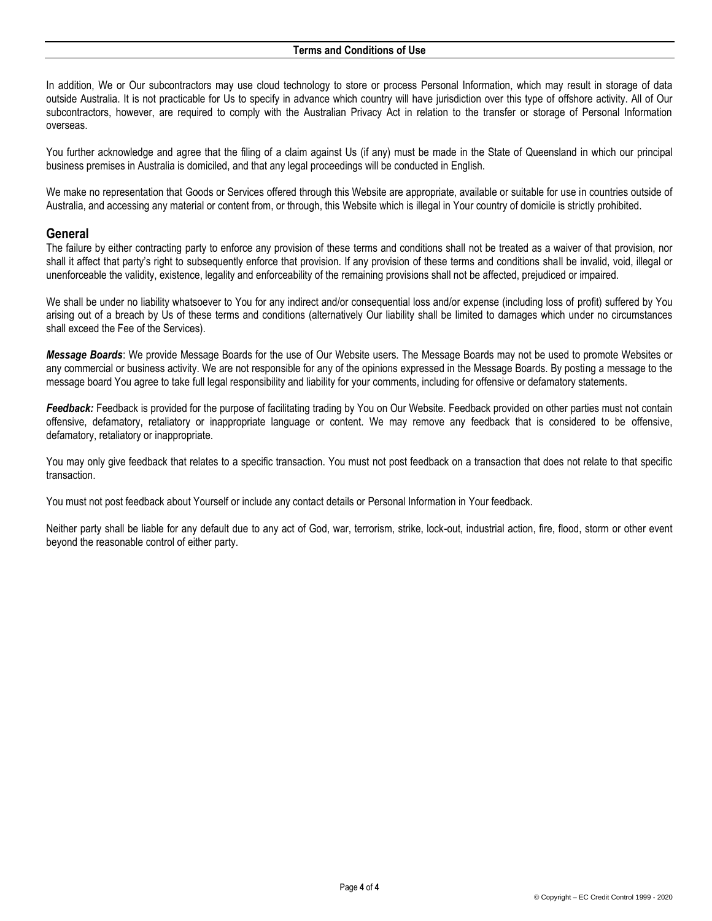In addition, We or Our subcontractors may use cloud technology to store or process Personal Information, which may result in storage of data outside Australia. It is not practicable for Us to specify in advance which country will have jurisdiction over this type of offshore activity. All of Our subcontractors, however, are required to comply with the Australian Privacy Act in relation to the transfer or storage of Personal Information overseas.

You further acknowledge and agree that the filing of a claim against Us (if any) must be made in the State of Queensland in which our principal business premises in Australia is domiciled, and that any legal proceedings will be conducted in English.

We make no representation that Goods or Services offered through this Website are appropriate, available or suitable for use in countries outside of Australia, and accessing any material or content from, or through, this Website which is illegal in Your country of domicile is strictly prohibited.

## General

The failure by either contracting party to enforce any provision of these terms and conditions shall not be treated as a waiver of that provision, nor shall it affect that party's right to subsequently enforce that provision. If any provision of these terms and conditions shall be invalid, void, illegal or unenforceable the validity, existence, legality and enforceability of the remaining provisions shall not be affected, prejudiced or impaired.

We shall be under no liability whatsoever to You for any indirect and/or consequential loss and/or expense (including loss of profit) suffered by You arising out of a breach by Us of these terms and conditions (alternatively Our liability shall be limited to damages which under no circumstances shall exceed the Fee of the Services).

***Message Boards***: We provide Message Boards for the use of Our Website users. The Message Boards may not be used to promote Websites or any commercial or business activity. We are not responsible for any of the opinions expressed in the Message Boards. By posting a message to the message board You agree to take full legal responsibility and liability for your comments, including for offensive or defamatory statements.

***Feedback:*** Feedback is provided for the purpose of facilitating trading by You on Our Website. Feedback provided on other parties must not contain offensive, defamatory, retaliatory or inappropriate language or content. We may remove any feedback that is considered to be offensive, defamatory, retaliatory or inappropriate.

You may only give feedback that relates to a specific transaction. You must not post feedback on a transaction that does not relate to that specific transaction.

You must not post feedback about Yourself or include any contact details or Personal Information in Your feedback.

Neither party shall be liable for any default due to any act of God, war, terrorism, strike, lock-out, industrial action, fire, flood, storm or other event beyond the reasonable control of either party.